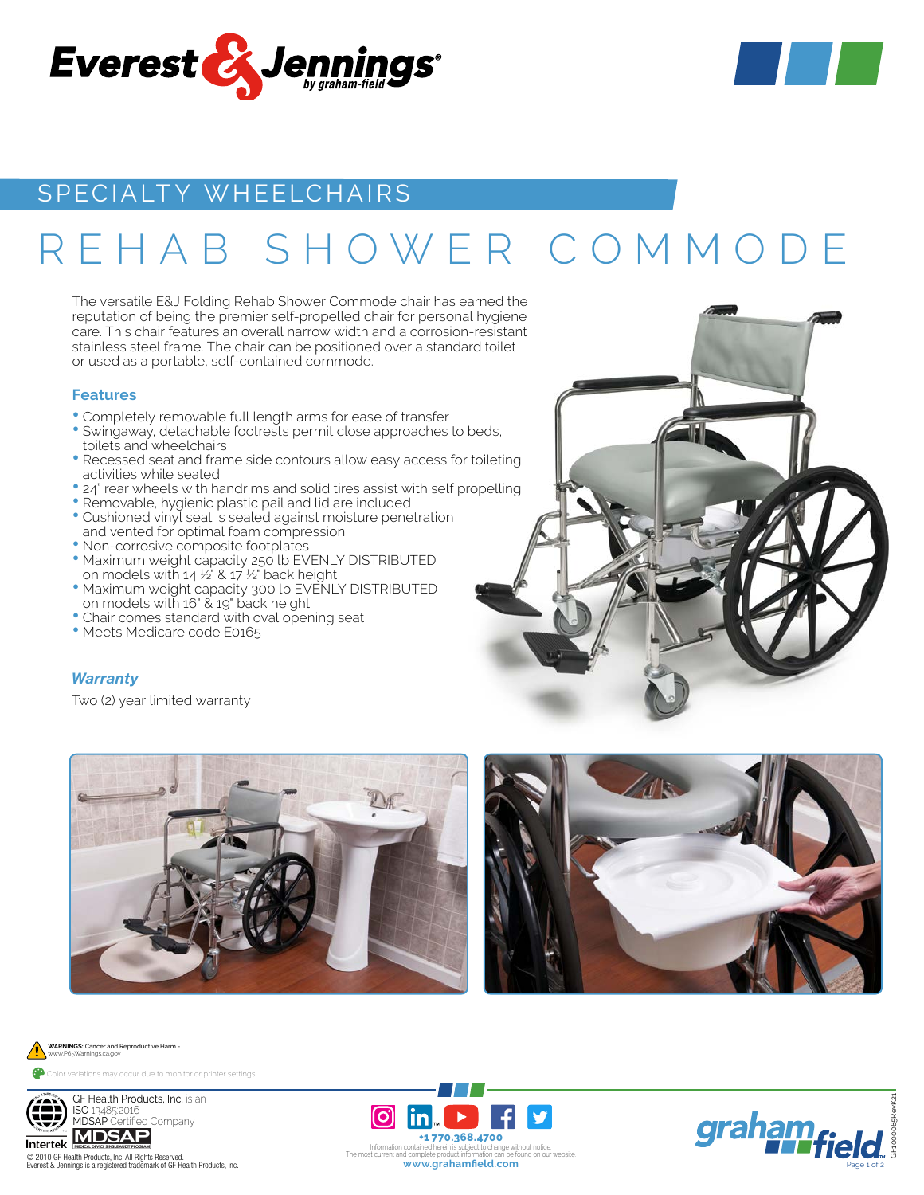Everest & Jennings by graham-field

## SPECIALTY WHEELCHAIRS

# REHAB SHOWER COMMODE

The versatile E&J Folding Rehab Shower Commode chair has earned the reputation of being the premier self-propelled chair for personal hygiene care. This chair features an overall narrow width and a corrosion-resistant stainless steel frame. The chair can be positioned over a standard toilet or used as a portable, self-contained commode.

### Features

- Completely removable full length arms for ease of transfer
- Swingaway, detachable footrests permit close approaches to beds, toilets and wheelchairs
- Recessed seat and frame side contours allow easy access for toileting activities while seated
- 24" rear wheels with handrims and solid tires assist with self propelling
- Removable, hygienic plastic pail and lid are included
- Cushioned vinyl seat is sealed against moisture penetration and vented for optimal foam compression
- Non-corrosive composite footplates
- Maximum weight capacity 250 lb EVENLY DISTRIBUTED on models with 14 ½" & 17 ½" back height
- Maximum weight capacity 300 lb EVENLY DISTRIBUTED on models with 16" & 19" back height
- Chair comes standard with oval opening seat
- Meets Medicare code E0165

### *Warranty*

Two (2) year limited warranty

**WARNINGS:** Cancer and Reproductive Harm - www.P65Warnings.ca.gov

Color variations may occur due to monitor or printer settings

GF Health Products, Inc. is an ISO 13485:2016 MDSAP Certified Company

© 2010 GF Health Products, Inc. All Rights Reserved.
Everest & Jennings is a registered trademark of GF Health Products, Inc.

+1 770.368.4700
Information contained herein is subject to change without notice.
The most current and complete product information can be found on our website.
www.grahamfield.com

GF100085RevK21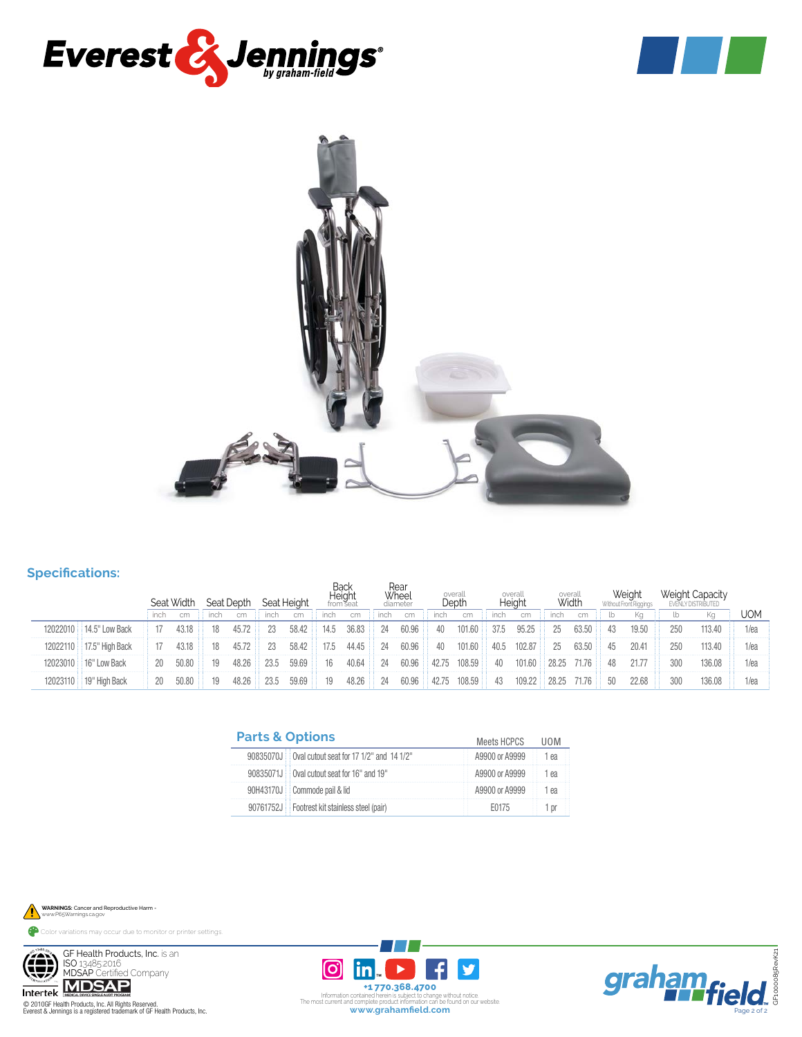## Specifications:

| | | Seat Width | | Seat Depth | | Seat Height | | Back Height from Seat | | Rear Wheel diameter | | overall Depth | | overall Height | | overall Width | | Weight Without Front Riggings | | Weight Capacity EVENLY DISTRIBUTED | | UOM |
|---|---|---|---|---|---|---|---|---|---|---|---|---|---|---|---|---|---|---|---|---|---|---|
| | | inch | cm | inch | cm | inch | cm | inch | cm | inch | cm | inch | cm | inch | cm | inch | cm | lb | Kg | lb | Kg | |
| 12022010 | 14.5" Low Back | 17 | 43.18 | 18 | 45.72 | 23 | 58.42 | 14.5 | 36.83 | 24 | 60.96 | 40 | 101.60 | 37.5 | 95.25 | 25 | 63.50 | 43 | 19.50 | 250 | 113.40 | 1/ea |
| 12022110 | 17.5" High Back | 17 | 43.18 | 18 | 45.72 | 23 | 58.42 | 17.5 | 44.45 | 24 | 60.96 | 40 | 101.60 | 40.5 | 102.87 | 25 | 63.50 | 45 | 20.41 | 250 | 113.40 | 1/ea |
| 12023010 | 16" Low Back | 20 | 50.80 | 19 | 48.26 | 23.5 | 59.69 | 16 | 40.64 | 24 | 60.96 | 42.75 | 108.59 | 40 | 101.60 | 28.25 | 71.76 | 48 | 21.77 | 300 | 136.08 | 1/ea |
| 12023110 | 19" High Back | 20 | 50.80 | 19 | 48.26 | 23.5 | 59.69 | 19 | 48.26 | 24 | 60.96 | 42.75 | 108.59 | 43 | 109.22 | 28.25 | 71.76 | 50 | 22.68 | 300 | 136.08 | 1/ea |

## Parts & Options

| | | Meets HCPCS | UOM |
|---|---|---|---|
| 90835070J | Oval cutout seat for 17 1/2" and 14 1/2" | A9900 or A9999 | 1 ea |
| 90835071J | Oval cutout seat for 16" and 19" | A9900 or A9999 | 1 ea |
| 90H43170J | Commode pail & lid | A9900 or A9999 | 1 ea |
| 90761752J | Footrest kit stainless steel (pair) | E0175 | 1 pr |

**WARNINGS:** Cancer and Reproductive Harm - www.P65Warnings.ca.gov

Color variations may occur due to monitor or printer settings

GF Health Products, Inc. is an ISO 13485:2016 MDSAP Certified Company

© 2010GF Health Products, Inc. All Rights Reserved.
Everest & Jennings is a registered trademark of GF Health Products, Inc.

+1 770.368.4700
Information contained herein is subject to change without notice.
The most current and complete product information can be found on our website.
www.grahamfield.com

GF100008RevK21